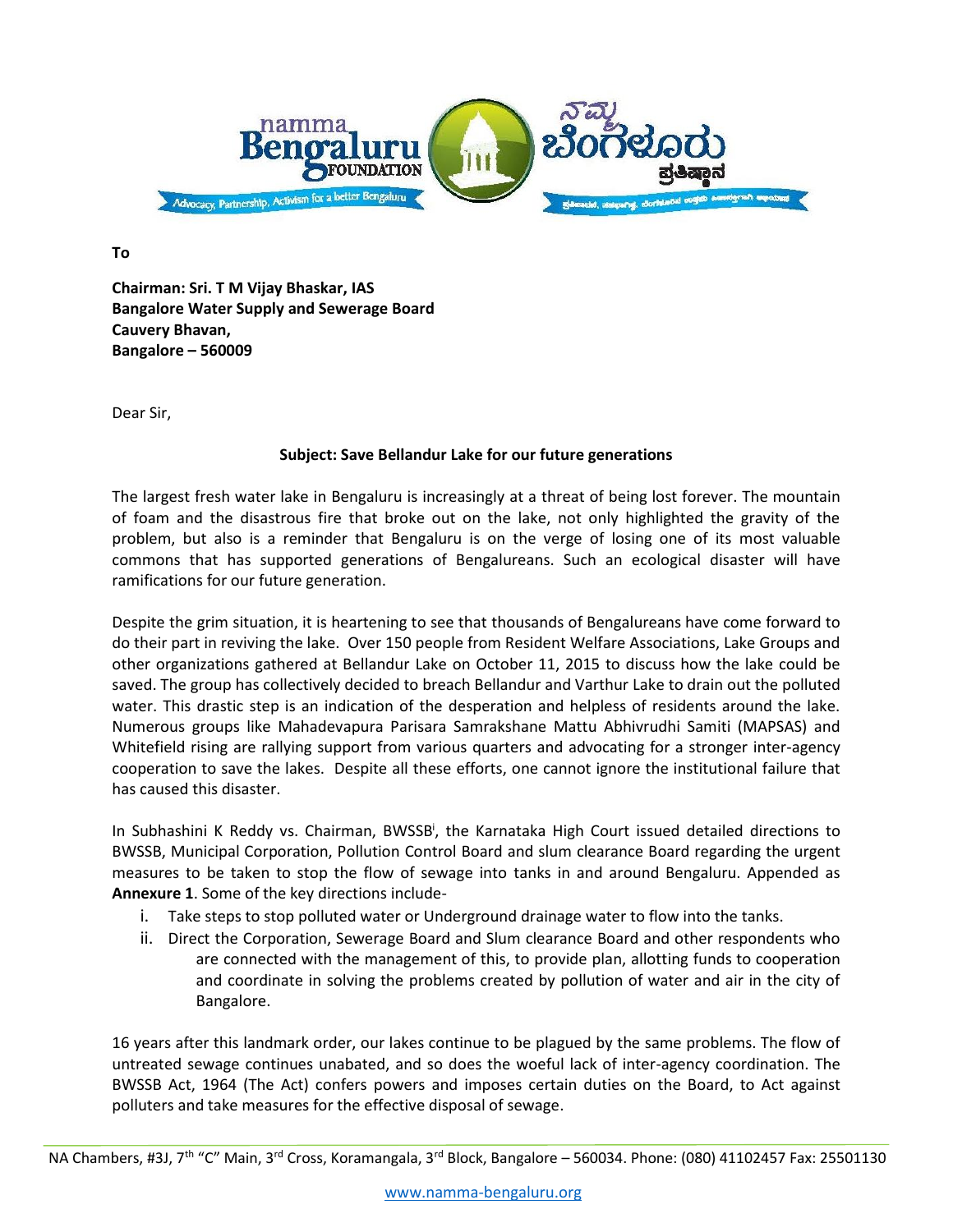**To**

**Chairman: Sri. T M Vijay Bhaskar, IAS**
**Bangalore Water Supply and Sewerage Board**
**Cauvery Bhavan,**
**Bangalore – 560009**

Dear Sir,

**Subject: Save Bellandur Lake for our future generations**

The largest fresh water lake in Bengaluru is increasingly at a threat of being lost forever. The mountain of foam and the disastrous fire that broke out on the lake, not only highlighted the gravity of the problem, but also is a reminder that Bengaluru is on the verge of losing one of its most valuable commons that has supported generations of Bengalureans. Such an ecological disaster will have ramifications for our future generation.

Despite the grim situation, it is heartening to see that thousands of Bengalureans have come forward to do their part in reviving the lake. Over 150 people from Resident Welfare Associations, Lake Groups and other organizations gathered at Bellandur Lake on October 11, 2015 to discuss how the lake could be saved. The group has collectively decided to breach Bellandur and Varthur Lake to drain out the polluted water. This drastic step is an indication of the desperation and helpless of residents around the lake. Numerous groups like Mahadevapura Parisara Samrakshane Mattu Abhivrudhi Samiti (MAPSAS) and Whitefield rising are rallying support from various quarters and advocating for a stronger inter-agency cooperation to save the lakes. Despite all these efforts, one cannot ignore the institutional failure that has caused this disaster.

In Subhashini K Reddy vs. Chairman, BWSSB[i], the Karnataka High Court issued detailed directions to BWSSB, Municipal Corporation, Pollution Control Board and slum clearance Board regarding the urgent measures to be taken to stop the flow of sewage into tanks in and around Bengaluru. Appended as **Annexure 1**. Some of the key directions include-

i. Take steps to stop polluted water or Underground drainage water to flow into the tanks.
ii. Direct the Corporation, Sewerage Board and Slum clearance Board and other respondents who are connected with the management of this, to provide plan, allotting funds to cooperation and coordinate in solving the problems created by pollution of water and air in the city of Bangalore.

16 years after this landmark order, our lakes continue to be plagued by the same problems. The flow of untreated sewage continues unabated, and so does the woeful lack of inter-agency coordination. The BWSSB Act, 1964 (The Act) confers powers and imposes certain duties on the Board, to Act against polluters and take measures for the effective disposal of sewage.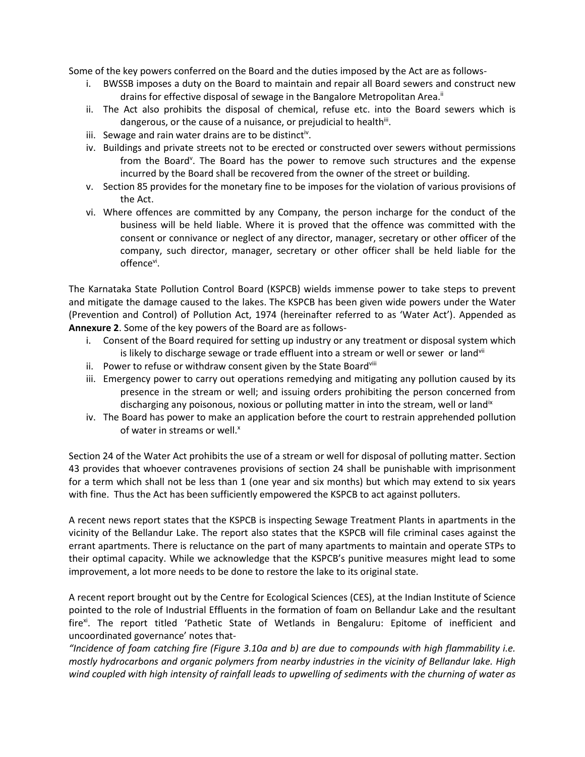Some of the key powers conferred on the Board and the duties imposed by the Act are as follows-

i. BWSSB imposes a duty on the Board to maintain and repair all Board sewers and construct new drains for effective disposal of sewage in the Bangalore Metropolitan Area.[ii]
ii. The Act also prohibits the disposal of chemical, refuse etc. into the Board sewers which is dangerous, or the cause of a nuisance, or prejudicial to health[iii].
iii. Sewage and rain water drains are to be distinct[iv].
iv. Buildings and private streets not to be erected or constructed over sewers without permissions from the Board[v]. The Board has the power to remove such structures and the expense incurred by the Board shall be recovered from the owner of the street or building.
v. Section 85 provides for the monetary fine to be imposes for the violation of various provisions of the Act.
vi. Where offences are committed by any Company, the person incharge for the conduct of the business will be held liable. Where it is proved that the offence was committed with the consent or connivance or neglect of any director, manager, secretary or other officer of the company, such director, manager, secretary or other officer shall be held liable for the offence[vi].

The Karnataka State Pollution Control Board (KSPCB) wields immense power to take steps to prevent and mitigate the damage caused to the lakes. The KSPCB has been given wide powers under the Water (Prevention and Control) of Pollution Act, 1974 (hereinafter referred to as 'Water Act'). Appended as **Annexure 2**. Some of the key powers of the Board are as follows-

i. Consent of the Board required for setting up industry or any treatment or disposal system which is likely to discharge sewage or trade effluent into a stream or well or sewer or land[vii]
ii. Power to refuse or withdraw consent given by the State Board[viii]
iii. Emergency power to carry out operations remedying and mitigating any pollution caused by its presence in the stream or well; and issuing orders prohibiting the person concerned from discharging any poisonous, noxious or polluting matter in into the stream, well or land[ix]
iv. The Board has power to make an application before the court to restrain apprehended pollution of water in streams or well.[x]

Section 24 of the Water Act prohibits the use of a stream or well for disposal of polluting matter. Section 43 provides that whoever contravenes provisions of section 24 shall be punishable with imprisonment for a term which shall not be less than 1 (one year and six months) but which may extend to six years with fine. Thus the Act has been sufficiently empowered the KSPCB to act against polluters.

A recent news report states that the KSPCB is inspecting Sewage Treatment Plants in apartments in the vicinity of the Bellandur Lake. The report also states that the KSPCB will file criminal cases against the errant apartments. There is reluctance on the part of many apartments to maintain and operate STPs to their optimal capacity. While we acknowledge that the KSPCB's punitive measures might lead to some improvement, a lot more needs to be done to restore the lake to its original state.

A recent report brought out by the Centre for Ecological Sciences (CES), at the Indian Institute of Science pointed to the role of Industrial Effluents in the formation of foam on Bellandur Lake and the resultant fire[xi]. The report titled 'Pathetic State of Wetlands in Bengaluru: Epitome of inefficient and uncoordinated governance' notes that-

*"Incidence of foam catching fire (Figure 3.10a and b) are due to compounds with high flammability i.e. mostly hydrocarbons and organic polymers from nearby industries in the vicinity of Bellandur lake. High wind coupled with high intensity of rainfall leads to upwelling of sediments with the churning of water as*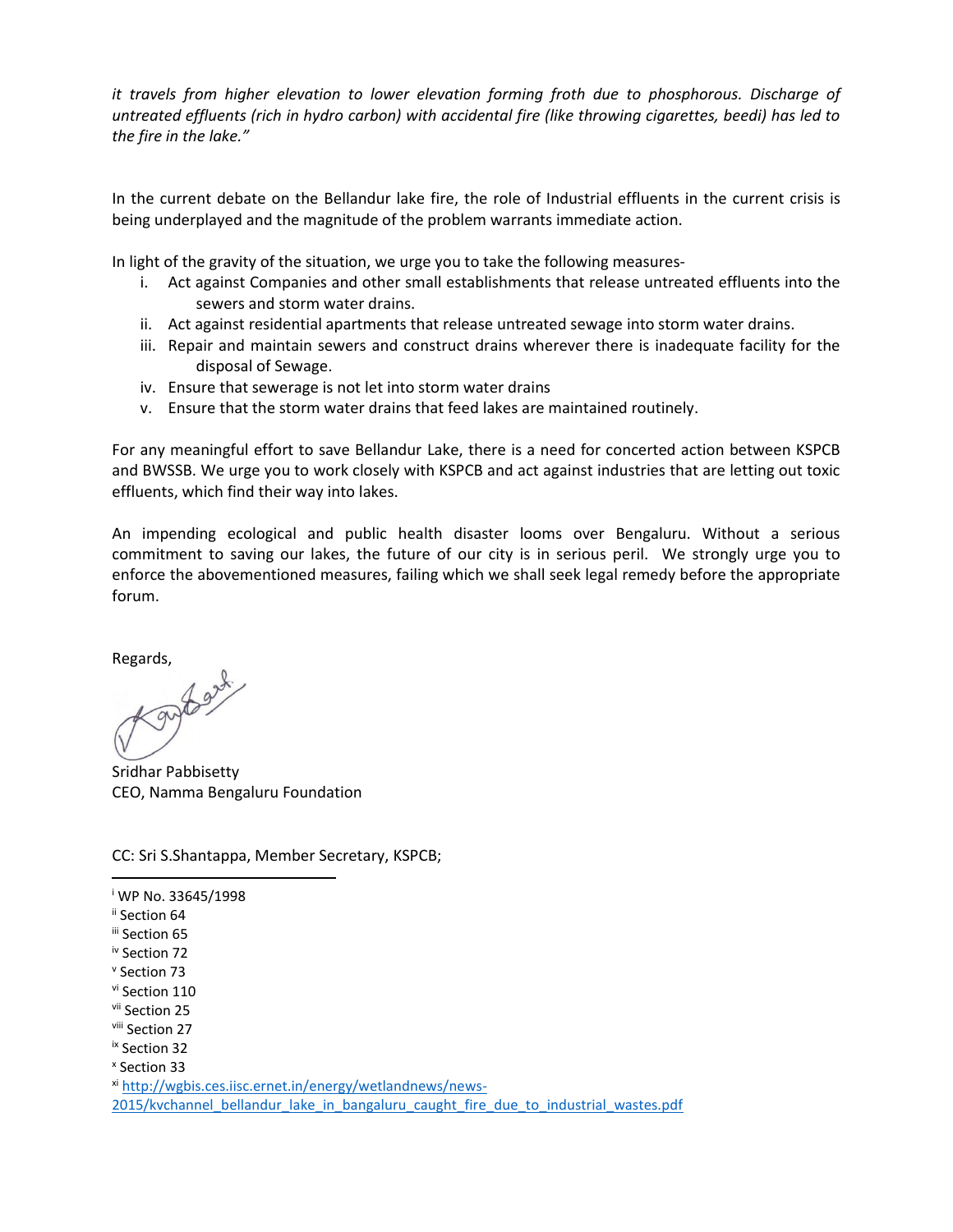*it travels from higher elevation to lower elevation forming froth due to phosphorous. Discharge of untreated effluents (rich in hydro carbon) with accidental fire (like throwing cigarettes, beedi) has led to the fire in the lake."*

In the current debate on the Bellandur lake fire, the role of Industrial effluents in the current crisis is being underplayed and the magnitude of the problem warrants immediate action.

In light of the gravity of the situation, we urge you to take the following measures-

i. Act against Companies and other small establishments that release untreated effluents into the sewers and storm water drains.
ii. Act against residential apartments that release untreated sewage into storm water drains.
iii. Repair and maintain sewers and construct drains wherever there is inadequate facility for the disposal of Sewage.
iv. Ensure that sewerage is not let into storm water drains
v. Ensure that the storm water drains that feed lakes are maintained routinely.

For any meaningful effort to save Bellandur Lake, there is a need for concerted action between KSPCB and BWSSB. We urge you to work closely with KSPCB and act against industries that are letting out toxic effluents, which find their way into lakes.

An impending ecological and public health disaster looms over Bengaluru. Without a serious commitment to saving our lakes, the future of our city is in serious peril. We strongly urge you to enforce the abovementioned measures, failing which we shall seek legal remedy before the appropriate forum.

Regards,

Sridhar Pabbisetty
CEO, Namma Bengaluru Foundation

CC: Sri S.Shantappa, Member Secretary, KSPCB;

---

[i] WP No. 33645/1998
[ii] Section 64
[iii] Section 65
[iv] Section 72
[v] Section 73
[vi] Section 110
[vii] Section 25
[viii] Section 27
[ix] Section 32
[x] Section 33
[xi] http://wgbis.ces.iisc.ernet.in/energy/wetlandnews/news-2015/kvchannel_bellandur_lake_in_bangaluru_caught_fire_due_to_industrial_wastes.pdf